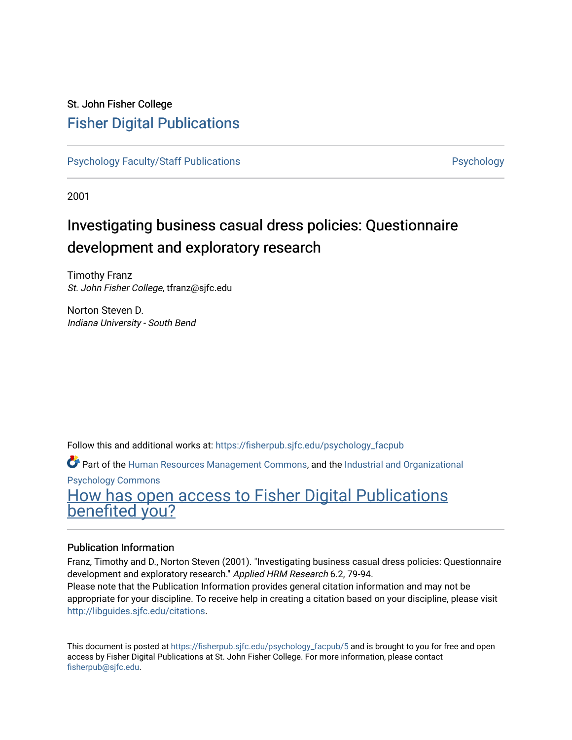St. John Fisher College

# Fisher Digital Publications

Psychology Faculty/Staff Publications | Psychology

2001

## Investigating business casual dress policies: Questionnaire development and exploratory research

Timothy Franz
*St. John Fisher College*, tfranz@sjfc.edu

Norton Steven D.
*Indiana University - South Bend*

Follow this and additional works at: https://fisherpub.sjfc.edu/psychology_facpub

Part of the Human Resources Management Commons, and the Industrial and Organizational Psychology Commons

How has open access to Fisher Digital Publications benefited you?

### Publication Information

Franz, Timothy and D., Norton Steven (2001). "Investigating business casual dress policies: Questionnaire development and exploratory research." *Applied HRM Research* 6.2, 79-94.

Please note that the Publication Information provides general citation information and may not be appropriate for your discipline. To receive help in creating a citation based on your discipline, please visit http://libguides.sjfc.edu/citations.

This document is posted at https://fisherpub.sjfc.edu/psychology_facpub/5 and is brought to you for free and open access by Fisher Digital Publications at St. John Fisher College. For more information, please contact fisherpub@sjfc.edu.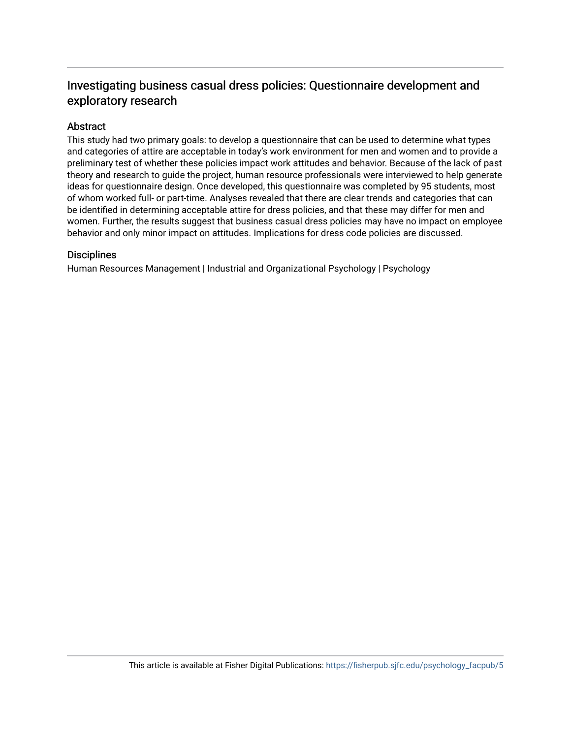## Investigating business casual dress policies: Questionnaire development and exploratory research

### Abstract

This study had two primary goals: to develop a questionnaire that can be used to determine what types and categories of attire are acceptable in today's work environment for men and women and to provide a preliminary test of whether these policies impact work attitudes and behavior. Because of the lack of past theory and research to guide the project, human resource professionals were interviewed to help generate ideas for questionnaire design. Once developed, this questionnaire was completed by 95 students, most of whom worked full- or part-time. Analyses revealed that there are clear trends and categories that can be identified in determining acceptable attire for dress policies, and that these may differ for men and women. Further, the results suggest that business casual dress policies may have no impact on employee behavior and only minor impact on attitudes. Implications for dress code policies are discussed.

### Disciplines

Human Resources Management | Industrial and Organizational Psychology | Psychology

This article is available at Fisher Digital Publications: https://fisherpub.sjfc.edu/psychology_facpub/5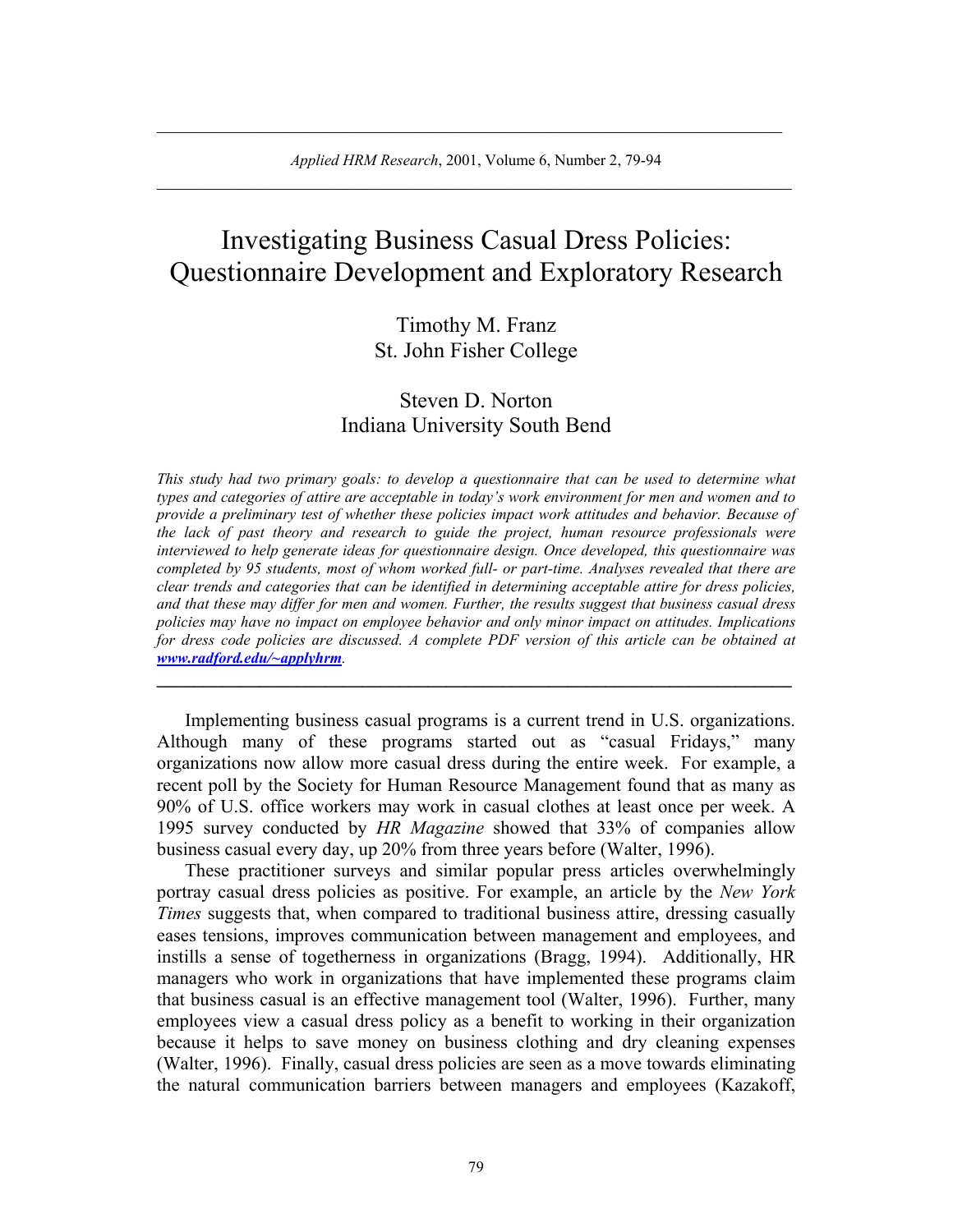# Investigating Business Casual Dress Policies: Questionnaire Development and Exploratory Research

Timothy M. Franz
St. John Fisher College

Steven D. Norton
Indiana University South Bend

*This study had two primary goals: to develop a questionnaire that can be used to determine what types and categories of attire are acceptable in today's work environment for men and women and to provide a preliminary test of whether these policies impact work attitudes and behavior. Because of the lack of past theory and research to guide the project, human resource professionals were interviewed to help generate ideas for questionnaire design. Once developed, this questionnaire was completed by 95 students, most of whom worked full- or part-time. Analyses revealed that there are clear trends and categories that can be identified in determining acceptable attire for dress policies, and that these may differ for men and women. Further, the results suggest that business casual dress policies may have no impact on employee behavior and only minor impact on attitudes. Implications for dress code policies are discussed. A complete PDF version of this article can be obtained at* ***www.radford.edu/~applyhrm****.*

Implementing business casual programs is a current trend in U.S. organizations. Although many of these programs started out as "casual Fridays," many organizations now allow more casual dress during the entire week. For example, a recent poll by the Society for Human Resource Management found that as many as 90% of U.S. office workers may work in casual clothes at least once per week. A 1995 survey conducted by *HR Magazine* showed that 33% of companies allow business casual every day, up 20% from three years before (Walter, 1996).

These practitioner surveys and similar popular press articles overwhelmingly portray casual dress policies as positive. For example, an article by the *New York Times* suggests that, when compared to traditional business attire, dressing casually eases tensions, improves communication between management and employees, and instills a sense of togetherness in organizations (Bragg, 1994). Additionally, HR managers who work in organizations that have implemented these programs claim that business casual is an effective management tool (Walter, 1996). Further, many employees view a casual dress policy as a benefit to working in their organization because it helps to save money on business clothing and dry cleaning expenses (Walter, 1996). Finally, casual dress policies are seen as a move towards eliminating the natural communication barriers between managers and employees (Kazakoff,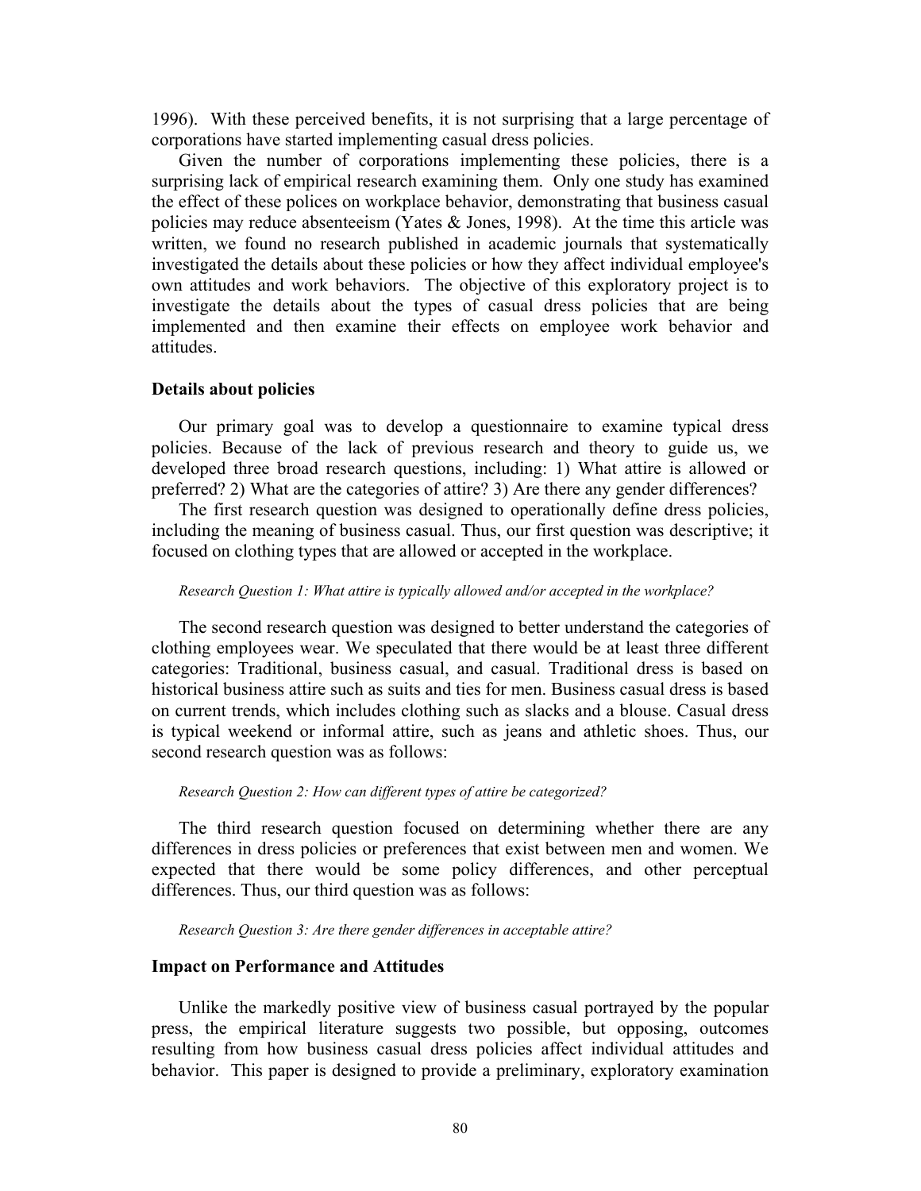1996). With these perceived benefits, it is not surprising that a large percentage of corporations have started implementing casual dress policies.

Given the number of corporations implementing these policies, there is a surprising lack of empirical research examining them. Only one study has examined the effect of these polices on workplace behavior, demonstrating that business casual policies may reduce absenteeism (Yates & Jones, 1998). At the time this article was written, we found no research published in academic journals that systematically investigated the details about these policies or how they affect individual employee's own attitudes and work behaviors. The objective of this exploratory project is to investigate the details about the types of casual dress policies that are being implemented and then examine their effects on employee work behavior and attitudes.

### Details about policies

Our primary goal was to develop a questionnaire to examine typical dress policies. Because of the lack of previous research and theory to guide us, we developed three broad research questions, including: 1) What attire is allowed or preferred? 2) What are the categories of attire? 3) Are there any gender differences?

The first research question was designed to operationally define dress policies, including the meaning of business casual. Thus, our first question was descriptive; it focused on clothing types that are allowed or accepted in the workplace.

*Research Question 1: What attire is typically allowed and/or accepted in the workplace?*

The second research question was designed to better understand the categories of clothing employees wear. We speculated that there would be at least three different categories: Traditional, business casual, and casual. Traditional dress is based on historical business attire such as suits and ties for men. Business casual dress is based on current trends, which includes clothing such as slacks and a blouse. Casual dress is typical weekend or informal attire, such as jeans and athletic shoes. Thus, our second research question was as follows:

*Research Question 2: How can different types of attire be categorized?*

The third research question focused on determining whether there are any differences in dress policies or preferences that exist between men and women. We expected that there would be some policy differences, and other perceptual differences. Thus, our third question was as follows:

*Research Question 3: Are there gender differences in acceptable attire?*

### Impact on Performance and Attitudes

Unlike the markedly positive view of business casual portrayed by the popular press, the empirical literature suggests two possible, but opposing, outcomes resulting from how business casual dress policies affect individual attitudes and behavior. This paper is designed to provide a preliminary, exploratory examination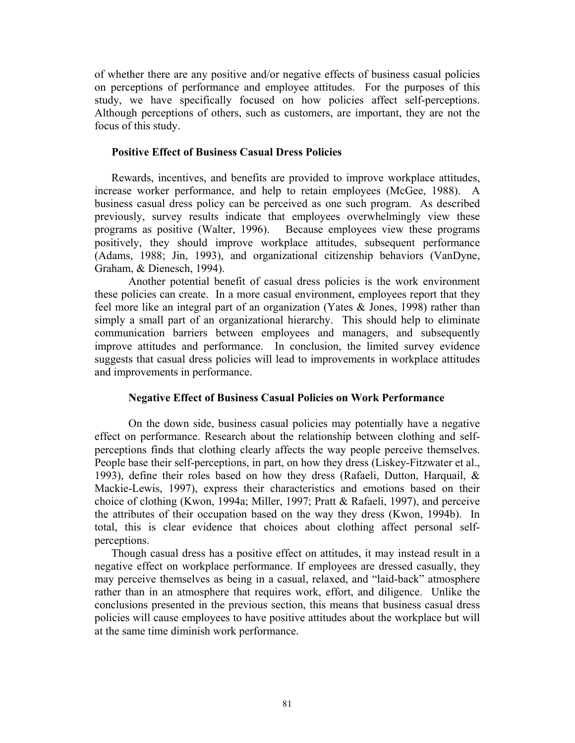of whether there are any positive and/or negative effects of business casual policies on perceptions of performance and employee attitudes. For the purposes of this study, we have specifically focused on how policies affect self-perceptions. Although perceptions of others, such as customers, are important, they are not the focus of this study.

### Positive Effect of Business Casual Dress Policies

Rewards, incentives, and benefits are provided to improve workplace attitudes, increase worker performance, and help to retain employees (McGee, 1988). A business casual dress policy can be perceived as one such program. As described previously, survey results indicate that employees overwhelmingly view these programs as positive (Walter, 1996). Because employees view these programs positively, they should improve workplace attitudes, subsequent performance (Adams, 1988; Jin, 1993), and organizational citizenship behaviors (VanDyne, Graham, & Dienesch, 1994).

Another potential benefit of casual dress policies is the work environment these policies can create. In a more casual environment, employees report that they feel more like an integral part of an organization (Yates & Jones, 1998) rather than simply a small part of an organizational hierarchy. This should help to eliminate communication barriers between employees and managers, and subsequently improve attitudes and performance. In conclusion, the limited survey evidence suggests that casual dress policies will lead to improvements in workplace attitudes and improvements in performance.

### Negative Effect of Business Casual Policies on Work Performance

On the down side, business casual policies may potentially have a negative effect on performance. Research about the relationship between clothing and self-perceptions finds that clothing clearly affects the way people perceive themselves. People base their self-perceptions, in part, on how they dress (Liskey-Fitzwater et al., 1993), define their roles based on how they dress (Rafaeli, Dutton, Harquail, & Mackie-Lewis, 1997), express their characteristics and emotions based on their choice of clothing (Kwon, 1994a; Miller, 1997; Pratt & Rafaeli, 1997), and perceive the attributes of their occupation based on the way they dress (Kwon, 1994b). In total, this is clear evidence that choices about clothing affect personal self-perceptions.

Though casual dress has a positive effect on attitudes, it may instead result in a negative effect on workplace performance. If employees are dressed casually, they may perceive themselves as being in a casual, relaxed, and "laid-back" atmosphere rather than in an atmosphere that requires work, effort, and diligence. Unlike the conclusions presented in the previous section, this means that business casual dress policies will cause employees to have positive attitudes about the workplace but will at the same time diminish work performance.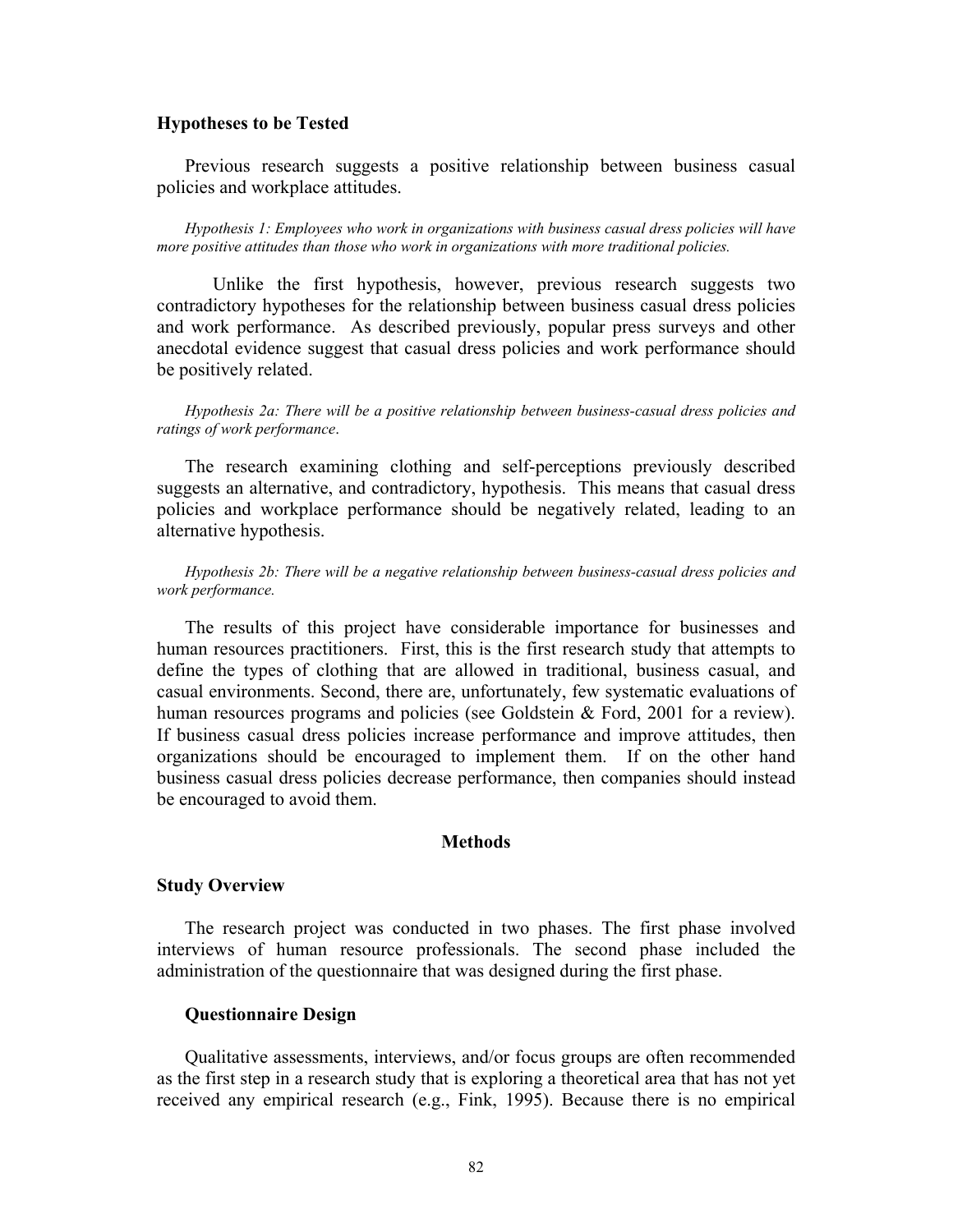### Hypotheses to be Tested

Previous research suggests a positive relationship between business casual policies and workplace attitudes.

*Hypothesis 1: Employees who work in organizations with business casual dress policies will have more positive attitudes than those who work in organizations with more traditional policies.*

Unlike the first hypothesis, however, previous research suggests two contradictory hypotheses for the relationship between business casual dress policies and work performance. As described previously, popular press surveys and other anecdotal evidence suggest that casual dress policies and work performance should be positively related.

*Hypothesis 2a: There will be a positive relationship between business-casual dress policies and ratings of work performance*.

The research examining clothing and self-perceptions previously described suggests an alternative, and contradictory, hypothesis. This means that casual dress policies and workplace performance should be negatively related, leading to an alternative hypothesis.

*Hypothesis 2b: There will be a negative relationship between business-casual dress policies and work performance.*

The results of this project have considerable importance for businesses and human resources practitioners. First, this is the first research study that attempts to define the types of clothing that are allowed in traditional, business casual, and casual environments. Second, there are, unfortunately, few systematic evaluations of human resources programs and policies (see Goldstein & Ford, 2001 for a review). If business casual dress policies increase performance and improve attitudes, then organizations should be encouraged to implement them. If on the other hand business casual dress policies decrease performance, then companies should instead be encouraged to avoid them.

## Methods

### Study Overview

The research project was conducted in two phases. The first phase involved interviews of human resource professionals. The second phase included the administration of the questionnaire that was designed during the first phase.

#### Questionnaire Design

Qualitative assessments, interviews, and/or focus groups are often recommended as the first step in a research study that is exploring a theoretical area that has not yet received any empirical research (e.g., Fink, 1995). Because there is no empirical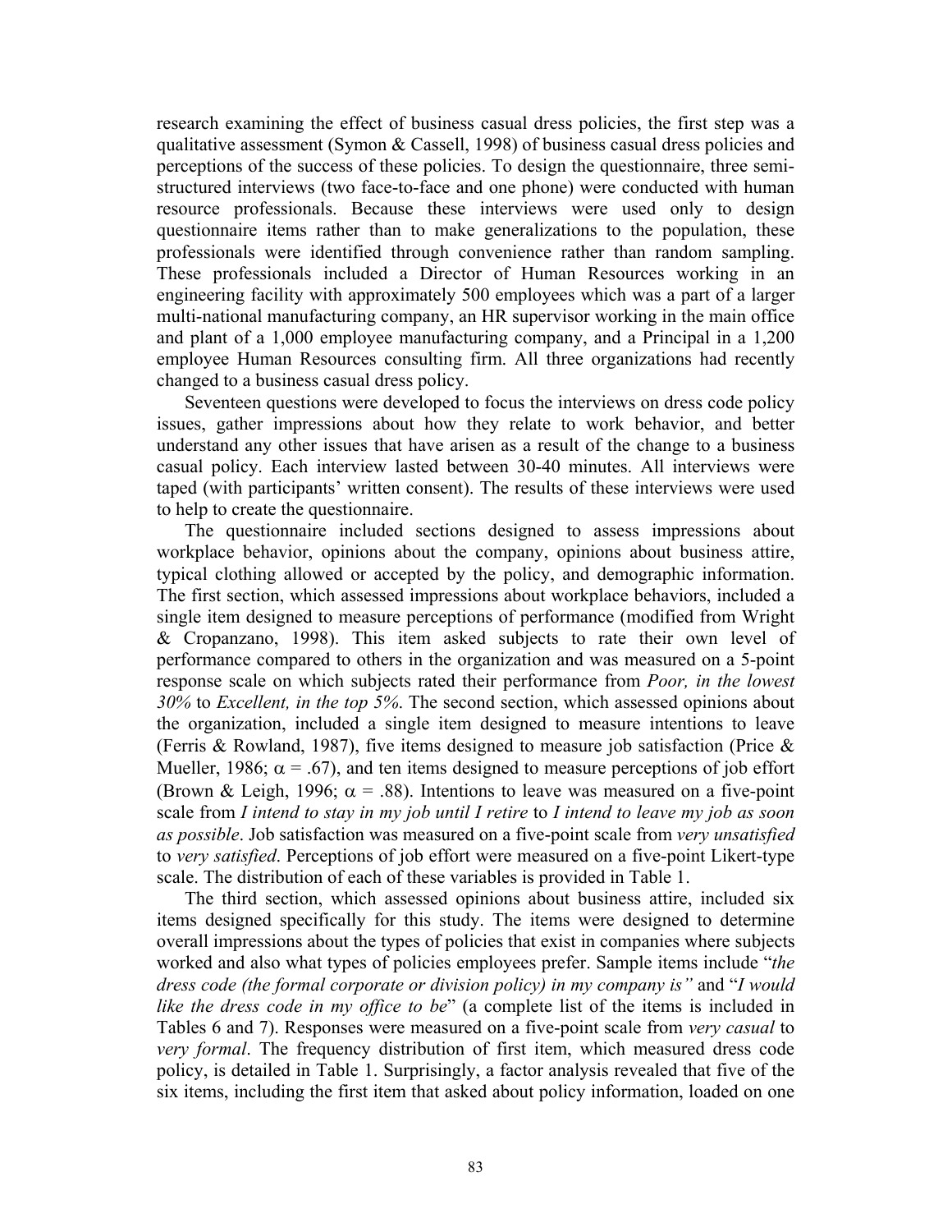research examining the effect of business casual dress policies, the first step was a qualitative assessment (Symon & Cassell, 1998) of business casual dress policies and perceptions of the success of these policies. To design the questionnaire, three semi-structured interviews (two face-to-face and one phone) were conducted with human resource professionals. Because these interviews were used only to design questionnaire items rather than to make generalizations to the population, these professionals were identified through convenience rather than random sampling. These professionals included a Director of Human Resources working in an engineering facility with approximately 500 employees which was a part of a larger multi-national manufacturing company, an HR supervisor working in the main office and plant of a 1,000 employee manufacturing company, and a Principal in a 1,200 employee Human Resources consulting firm. All three organizations had recently changed to a business casual dress policy.

Seventeen questions were developed to focus the interviews on dress code policy issues, gather impressions about how they relate to work behavior, and better understand any other issues that have arisen as a result of the change to a business casual policy. Each interview lasted between 30-40 minutes. All interviews were taped (with participants' written consent). The results of these interviews were used to help to create the questionnaire.

The questionnaire included sections designed to assess impressions about workplace behavior, opinions about the company, opinions about business attire, typical clothing allowed or accepted by the policy, and demographic information. The first section, which assessed impressions about workplace behaviors, included a single item designed to measure perceptions of performance (modified from Wright & Cropanzano, 1998). This item asked subjects to rate their own level of performance compared to others in the organization and was measured on a 5-point response scale on which subjects rated their performance from *Poor, in the lowest 30%* to *Excellent, in the top 5%*. The second section, which assessed opinions about the organization, included a single item designed to measure intentions to leave (Ferris & Rowland, 1987), five items designed to measure job satisfaction (Price & Mueller, 1986; $\alpha = .67$), and ten items designed to measure perceptions of job effort (Brown & Leigh, 1996; $\alpha = .88$). Intentions to leave was measured on a five-point scale from *I intend to stay in my job until I retire* to *I intend to leave my job as soon as possible*. Job satisfaction was measured on a five-point scale from *very unsatisfied* to *very satisfied*. Perceptions of job effort were measured on a five-point Likert-type scale. The distribution of each of these variables is provided in Table 1.

The third section, which assessed opinions about business attire, included six items designed specifically for this study. The items were designed to determine overall impressions about the types of policies that exist in companies where subjects worked and also what types of policies employees prefer. Sample items include "*the dress code (the formal corporate or division policy) in my company is"* and "*I would like the dress code in my office to be*" (a complete list of the items is included in Tables 6 and 7). Responses were measured on a five-point scale from *very casual* to *very formal*. The frequency distribution of first item, which measured dress code policy, is detailed in Table 1. Surprisingly, a factor analysis revealed that five of the six items, including the first item that asked about policy information, loaded on one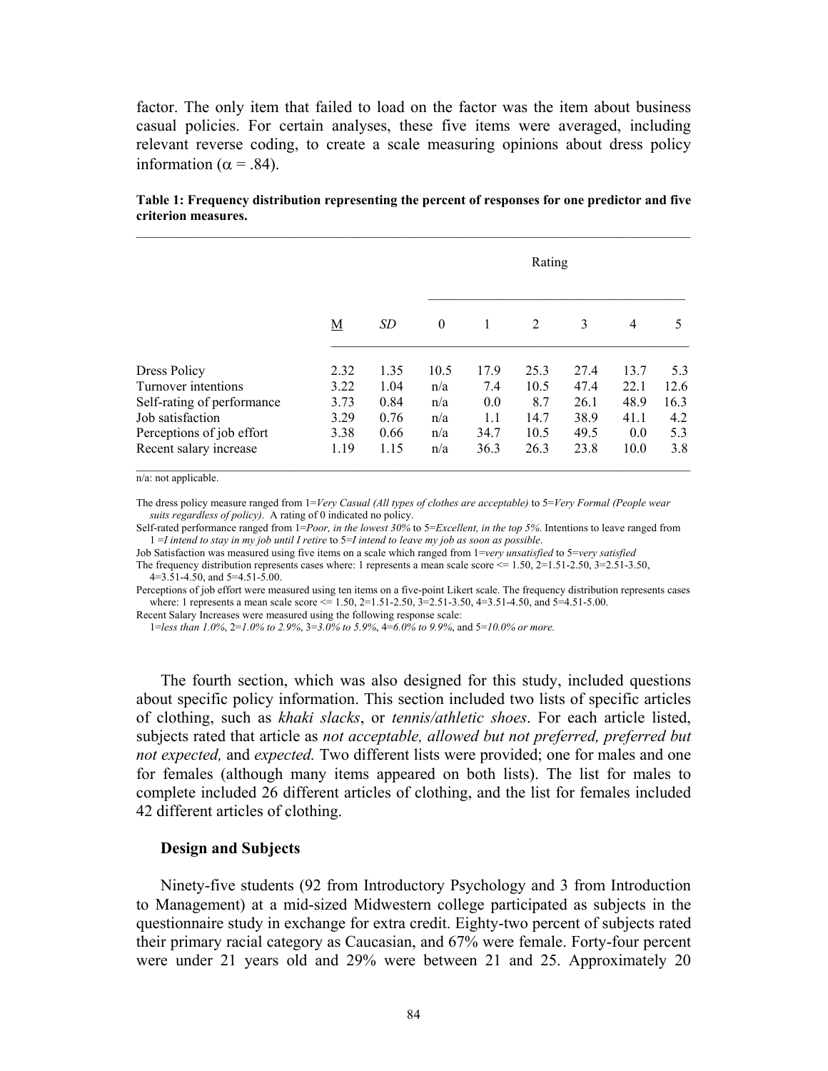factor. The only item that failed to load on the factor was the item about business casual policies. For certain analyses, these five items were averaged, including relevant reverse coding, to create a scale measuring opinions about dress policy information ($\alpha$ = .84).

**Table 1: Frequency distribution representing the percent of responses for one predictor and five criterion measures.**

| | M | SD | Rating | | | | | |
|---|---|---|---|---|---|---|---|---|
| | | | 0 | 1 | 2 | 3 | 4 | 5 |
| Dress Policy | 2.32 | 1.35 | 10.5 | 17.9 | 25.3 | 27.4 | 13.7 | 5.3 |
| Turnover intentions | 3.22 | 1.04 | n/a | 7.4 | 10.5 | 47.4 | 22.1 | 12.6 |
| Self-rating of performance | 3.73 | 0.84 | n/a | 0.0 | 8.7 | 26.1 | 48.9 | 16.3 |
| Job satisfaction | 3.29 | 0.76 | n/a | 1.1 | 14.7 | 38.9 | 41.1 | 4.2 |
| Perceptions of job effort | 3.38 | 0.66 | n/a | 34.7 | 10.5 | 49.5 | 0.0 | 5.3 |
| Recent salary increase | 1.19 | 1.15 | n/a | 36.3 | 26.3 | 23.8 | 10.0 | 3.8 |

n/a: not applicable.

The dress policy measure ranged from 1=*Very Casual (All types of clothes are acceptable)* to 5=*Very Formal (People wear suits regardless of policy)*. A rating of 0 indicated no policy.
Self-rated performance ranged from 1=*Poor, in the lowest 30%* to 5=*Excellent, in the top 5%*. Intentions to leave ranged from 1 =*I intend to stay in my job until I retire* to 5=*I intend to leave my job as soon as possible*.
Job Satisfaction was measured using five items on a scale which ranged from 1=*very unsatisfied* to 5=*very satisfied*
The frequency distribution represents cases where: 1 represents a mean scale score <= 1.50, 2=1.51-2.50, 3=2.51-3.50, 4=3.51-4.50, and 5=4.51-5.00.
Perceptions of job effort were measured using ten items on a five-point Likert scale. The frequency distribution represents cases where: 1 represents a mean scale score <= 1.50, 2=1.51-2.50, 3=2.51-3.50, 4=3.51-4.50, and 5=4.51-5.00.
Recent Salary Increases were measured using the following response scale:
1=*less than 1.0%*, 2=*1.0% to 2.9%*, 3=*3.0% to 5.9%*, 4=*6.0% to 9.9%*, and 5=*10.0% or more.*

The fourth section, which was also designed for this study, included questions about specific policy information. This section included two lists of specific articles of clothing, such as *khaki slacks*, or *tennis/athletic shoes*. For each article listed, subjects rated that article as *not acceptable, allowed but not preferred, preferred but not expected,* and *expected.* Two different lists were provided; one for males and one for females (although many items appeared on both lists). The list for males to complete included 26 different articles of clothing, and the list for females included 42 different articles of clothing.

### Design and Subjects

Ninety-five students (92 from Introductory Psychology and 3 from Introduction to Management) at a mid-sized Midwestern college participated as subjects in the questionnaire study in exchange for extra credit. Eighty-two percent of subjects rated their primary racial category as Caucasian, and 67% were female. Forty-four percent were under 21 years old and 29% were between 21 and 25. Approximately 20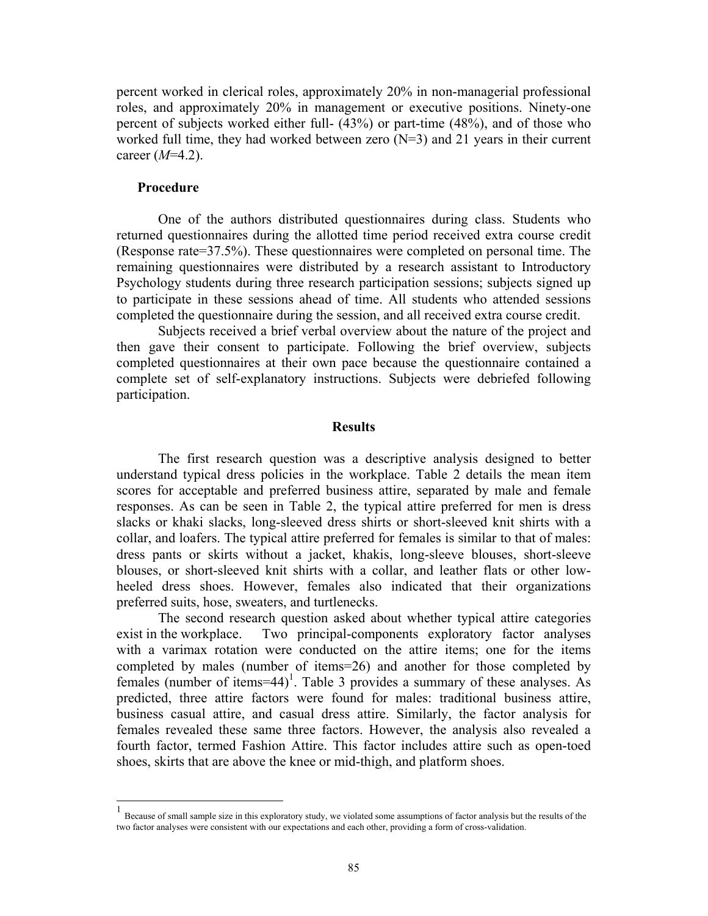percent worked in clerical roles, approximately 20% in non-managerial professional roles, and approximately 20% in management or executive positions. Ninety-one percent of subjects worked either full- (43%) or part-time (48%), and of those who worked full time, they had worked between zero (N=3) and 21 years in their current career (*M*=4.2).

### Procedure

One of the authors distributed questionnaires during class. Students who returned questionnaires during the allotted time period received extra course credit (Response rate=37.5%). These questionnaires were completed on personal time. The remaining questionnaires were distributed by a research assistant to Introductory Psychology students during three research participation sessions; subjects signed up to participate in these sessions ahead of time. All students who attended sessions completed the questionnaire during the session, and all received extra course credit.

Subjects received a brief verbal overview about the nature of the project and then gave their consent to participate. Following the brief overview, subjects completed questionnaires at their own pace because the questionnaire contained a complete set of self-explanatory instructions. Subjects were debriefed following participation.

## Results

The first research question was a descriptive analysis designed to better understand typical dress policies in the workplace. Table 2 details the mean item scores for acceptable and preferred business attire, separated by male and female responses. As can be seen in Table 2, the typical attire preferred for men is dress slacks or khaki slacks, long-sleeved dress shirts or short-sleeved knit shirts with a collar, and loafers. The typical attire preferred for females is similar to that of males: dress pants or skirts without a jacket, khakis, long-sleeve blouses, short-sleeve blouses, or short-sleeved knit shirts with a collar, and leather flats or other low-heeled dress shoes. However, females also indicated that their organizations preferred suits, hose, sweaters, and turtlenecks.

The second research question asked about whether typical attire categories exist in the workplace. Two principal-components exploratory factor analyses with a varimax rotation were conducted on the attire items; one for the items completed by males (number of items=26) and another for those completed by females (number of items=44)[1]. Table 3 provides a summary of these analyses. As predicted, three attire factors were found for males: traditional business attire, business casual attire, and casual dress attire. Similarly, the factor analysis for females revealed these same three factors. However, the analysis also revealed a fourth factor, termed Fashion Attire. This factor includes attire such as open-toed shoes, skirts that are above the knee or mid-thigh, and platform shoes.

[1] Because of small sample size in this exploratory study, we violated some assumptions of factor analysis but the results of the two factor analyses were consistent with our expectations and each other, providing a form of cross-validation.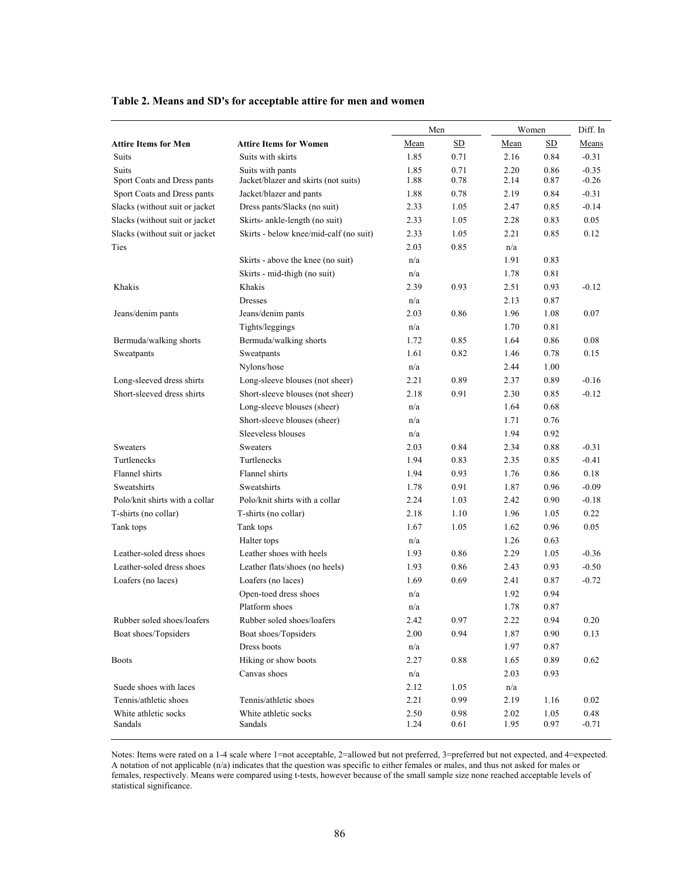**Table 2. Means and SD's for acceptable attire for men and women**

| | | Men | | Women | | Diff. In |
|---|---|---|---|---|---|---|
| **Attire Items for Men** | **Attire Items for Women** | Mean | SD | Mean | SD | Means |
| Suits | Suits with skirts | 1.85 | 0.71 | 2.16 | 0.84 | -0.31 |
| Suits | Suits with pants | 1.85 | 0.71 | 2.20 | 0.86 | -0.35 |
| Sport Coats and Dress pants | Jacket/blazer and skirts (not suits) | 1.88 | 0.78 | 2.14 | 0.87 | -0.26 |
| Sport Coats and Dress pants | Jacket/blazer and pants | 1.88 | 0.78 | 2.19 | 0.84 | -0.31 |
| Slacks (without suit or jacket | Dress pants/Slacks (no suit) | 2.33 | 1.05 | 2.47 | 0.85 | -0.14 |
| Slacks (without suit or jacket | Skirts- ankle-length (no suit) | 2.33 | 1.05 | 2.28 | 0.83 | 0.05 |
| Slacks (without suit or jacket | Skirts - below knee/mid-calf (no suit) | 2.33 | 1.05 | 2.21 | 0.85 | 0.12 |
| Ties | | 2.03 | 0.85 | n/a | | |
| | Skirts - above the knee (no suit) | n/a | | 1.91 | 0.83 | |
| | Skirts - mid-thigh (no suit) | n/a | | 1.78 | 0.81 | |
| Khakis | Khakis | 2.39 | 0.93 | 2.51 | 0.93 | -0.12 |
| | Dresses | n/a | | 2.13 | 0.87 | |
| Jeans/denim pants | Jeans/denim pants | 2.03 | 0.86 | 1.96 | 1.08 | 0.07 |
| | Tights/leggings | n/a | | 1.70 | 0.81 | |
| Bermuda/walking shorts | Bermuda/walking shorts | 1.72 | 0.85 | 1.64 | 0.86 | 0.08 |
| Sweatpants | Sweatpants | 1.61 | 0.82 | 1.46 | 0.78 | 0.15 |
| | Nylons/hose | n/a | | 2.44 | 1.00 | |
| Long-sleeved dress shirts | Long-sleeve blouses (not sheer) | 2.21 | 0.89 | 2.37 | 0.89 | -0.16 |
| Short-sleeved dress shirts | Short-sleeve blouses (not sheer) | 2.18 | 0.91 | 2.30 | 0.85 | -0.12 |
| | Long-sleeve blouses (sheer) | n/a | | 1.64 | 0.68 | |
| | Short-sleeve blouses (sheer) | n/a | | 1.71 | 0.76 | |
| | Sleeveless blouses | n/a | | 1.94 | 0.92 | |
| Sweaters | Sweaters | 2.03 | 0.84 | 2.34 | 0.88 | -0.31 |
| Turtlenecks | Turtlenecks | 1.94 | 0.83 | 2.35 | 0.85 | -0.41 |
| Flannel shirts | Flannel shirts | 1.94 | 0.93 | 1.76 | 0.86 | 0.18 |
| Sweatshirts | Sweatshirts | 1.78 | 0.91 | 1.87 | 0.96 | -0.09 |
| Polo/knit shirts with a collar | Polo/knit shirts with a collar | 2.24 | 1.03 | 2.42 | 0.90 | -0.18 |
| T-shirts (no collar) | T-shirts (no collar) | 2.18 | 1.10 | 1.96 | 1.05 | 0.22 |
| Tank tops | Tank tops | 1.67 | 1.05 | 1.62 | 0.96 | 0.05 |
| | Halter tops | n/a | | 1.26 | 0.63 | |
| Leather-soled dress shoes | Leather shoes with heels | 1.93 | 0.86 | 2.29 | 1.05 | -0.36 |
| Leather-soled dress shoes | Leather flats/shoes (no heels) | 1.93 | 0.86 | 2.43 | 0.93 | -0.50 |
| Loafers (no laces) | Loafers (no laces) | 1.69 | 0.69 | 2.41 | 0.87 | -0.72 |
| | Open-toed dress shoes | n/a | | 1.92 | 0.94 | |
| | Platform shoes | n/a | | 1.78 | 0.87 | |
| Rubber soled shoes/loafers | Rubber soled shoes/loafers | 2.42 | 0.97 | 2.22 | 0.94 | 0.20 |
| Boat shoes/Topsiders | Boat shoes/Topsiders | 2.00 | 0.94 | 1.87 | 0.90 | 0.13 |
| | Dress boots | n/a | | 1.97 | 0.87 | |
| Boots | Hiking or show boots | 2.27 | 0.88 | 1.65 | 0.89 | 0.62 |
| | Canvas shoes | n/a | | 2.03 | 0.93 | |
| Suede shoes with laces | | 2.12 | 1.05 | n/a | | |
| Tennis/athletic shoes | Tennis/athletic shoes | 2.21 | 0.99 | 2.19 | 1.16 | 0.02 |
| White athletic socks | White athletic socks | 2.50 | 0.98 | 2.02 | 1.05 | 0.48 |
| Sandals | Sandals | 1.24 | 0.61 | 1.95 | 0.97 | -0.71 |

Notes: Items were rated on a 1-4 scale where 1=not acceptable, 2=allowed but not preferred, 3=preferred but not expected, and 4=expected. A notation of not applicable (n/a) indicates that the question was specific to either females or males, and thus not asked for males or females, respectively. Means were compared using t-tests, however because of the small sample size none reached acceptable levels of statistical significance.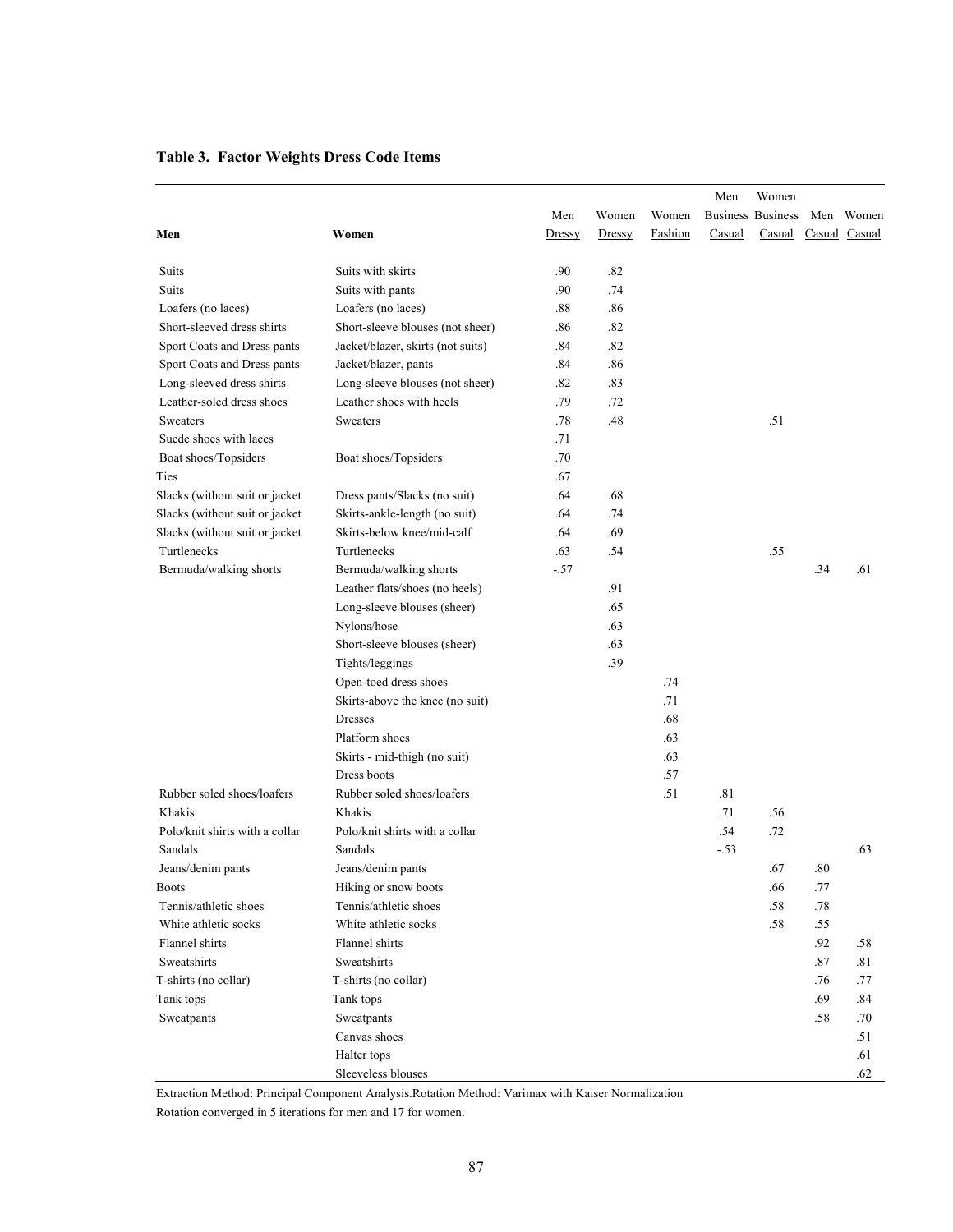**Table 3. Factor Weights Dress Code Items**

| Men | Women | Men Dressy | Women Dressy | Women Fashion | Men Business Casual | Women Business Casual | Men Casual | Women Casual |
|---|---|---|---|---|---|---|---|---|
| Suits | Suits with skirts | .90 | .82 | | | | | |
| Suits | Suits with pants | .90 | .74 | | | | | |
| Loafers (no laces) | Loafers (no laces) | .88 | .86 | | | | | |
| Short-sleeved dress shirts | Short-sleeve blouses (not sheer) | .86 | .82 | | | | | |
| Sport Coats and Dress pants | Jacket/blazer, skirts (not suits) | .84 | .82 | | | | | |
| Sport Coats and Dress pants | Jacket/blazer, pants | .84 | .86 | | | | | |
| Long-sleeved dress shirts | Long-sleeve blouses (not sheer) | .82 | .83 | | | | | |
| Leather-soled dress shoes | Leather shoes with heels | .79 | .72 | | | | | |
| Sweaters | Sweaters | .78 | .48 | | | .51 | | |
| Suede shoes with laces | | .71 | | | | | | |
| Boat shoes/Topsiders | Boat shoes/Topsiders | .70 | | | | | | |
| Ties | | .67 | | | | | | |
| Slacks (without suit or jacket | Dress pants/Slacks (no suit) | .64 | .68 | | | | | |
| Slacks (without suit or jacket | Skirts-ankle-length (no suit) | .64 | .74 | | | | | |
| Slacks (without suit or jacket | Skirts-below knee/mid-calf | .64 | .69 | | | | | |
| Turtlenecks | Turtlenecks | .63 | .54 | | | .55 | | |
| Bermuda/walking shorts | Bermuda/walking shorts | -.57 | | | | | .34 | .61 |
| | Leather flats/shoes (no heels) | | .91 | | | | | |
| | Long-sleeve blouses (sheer) | | .65 | | | | | |
| | Nylons/hose | | .63 | | | | | |
| | Short-sleeve blouses (sheer) | | .63 | | | | | |
| | Tights/leggings | | .39 | | | | | |
| | Open-toed dress shoes | | | .74 | | | | |
| | Skirts-above the knee (no suit) | | | .71 | | | | |
| | Dresses | | | .68 | | | | |
| | Platform shoes | | | .63 | | | | |
| | Skirts - mid-thigh (no suit) | | | .63 | | | | |
| | Dress boots | | | .57 | | | | |
| Rubber soled shoes/loafers | Rubber soled shoes/loafers | | | .51 | .81 | | | |
| Khakis | Khakis | | | | .71 | .56 | | |
| Polo/knit shirts with a collar | Polo/knit shirts with a collar | | | | .54 | .72 | | |
| Sandals | Sandals | | | | -.53 | | | .63 |
| Jeans/denim pants | Jeans/denim pants | | | | | .67 | .80 | |
| Boots | Hiking or snow boots | | | | | .66 | .77 | |
| Tennis/athletic shoes | Tennis/athletic shoes | | | | | .58 | .78 | |
| White athletic socks | White athletic socks | | | | | .58 | .55 | |
| Flannel shirts | Flannel shirts | | | | | | .92 | .58 |
| Sweatshirts | Sweatshirts | | | | | | .87 | .81 |
| T-shirts (no collar) | T-shirts (no collar) | | | | | | .76 | .77 |
| Tank tops | Tank tops | | | | | | .69 | .84 |
| Sweatpants | Sweatpants | | | | | | .58 | .70 |
| | Canvas shoes | | | | | | | .51 |
| | Halter tops | | | | | | | .61 |
| | Sleeveless blouses | | | | | | | .62 |

Extraction Method: Principal Component Analysis.Rotation Method: Varimax with Kaiser Normalization
Rotation converged in 5 iterations for men and 17 for women.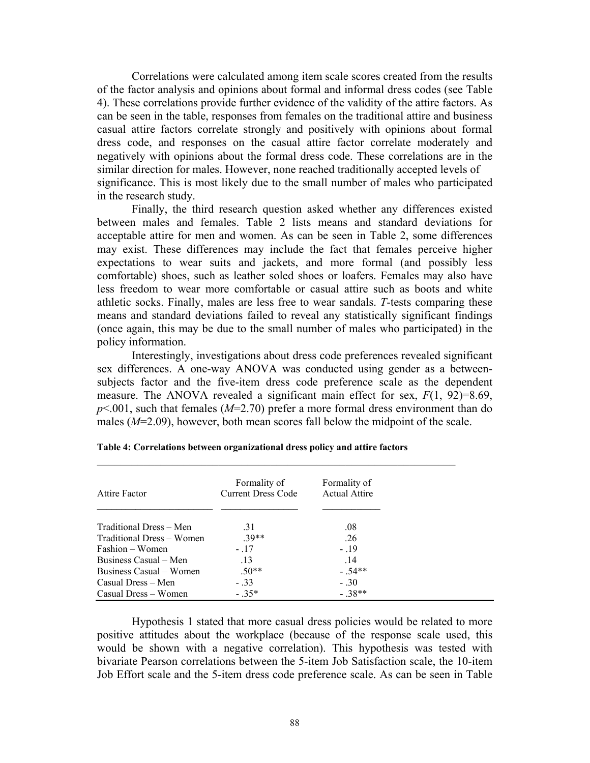Correlations were calculated among item scale scores created from the results of the factor analysis and opinions about formal and informal dress codes (see Table 4). These correlations provide further evidence of the validity of the attire factors. As can be seen in the table, responses from females on the traditional attire and business casual attire factors correlate strongly and positively with opinions about formal dress code, and responses on the casual attire factor correlate moderately and negatively with opinions about the formal dress code. These correlations are in the similar direction for males. However, none reached traditionally accepted levels of significance. This is most likely due to the small number of males who participated in the research study.

Finally, the third research question asked whether any differences existed between males and females. Table 2 lists means and standard deviations for acceptable attire for men and women. As can be seen in Table 2, some differences may exist. These differences may include the fact that females perceive higher expectations to wear suits and jackets, and more formal (and possibly less comfortable) shoes, such as leather soled shoes or loafers. Females may also have less freedom to wear more comfortable or casual attire such as boots and white athletic socks. Finally, males are less free to wear sandals. *T*-tests comparing these means and standard deviations failed to reveal any statistically significant findings (once again, this may be due to the small number of males who participated) in the policy information.

Interestingly, investigations about dress code preferences revealed significant sex differences. A one-way ANOVA was conducted using gender as a between-subjects factor and the five-item dress code preference scale as the dependent measure. The ANOVA revealed a significant main effect for sex, $F(1, 92)=8.69$, $p<.001$, such that females ($M=2.70$) prefer a more formal dress environment than do males ($M=2.09$), however, both mean scores fall below the midpoint of the scale.

**Table 4: Correlations between organizational dress policy and attire factors**

| Attire Factor | Formality of Current Dress Code | Formality of Actual Attire |
|---|---|---|
| Traditional Dress – Men | .31 | .08 |
| Traditional Dress – Women | .39** | .26 |
| Fashion – Women | - .17 | - .19 |
| Business Casual – Men | .13 | .14 |
| Business Casual – Women | .50** | - .54** |
| Casual Dress – Men | - .33 | - .30 |
| Casual Dress – Women | - .35* | - .38** |

Hypothesis 1 stated that more casual dress policies would be related to more positive attitudes about the workplace (because of the response scale used, this would be shown with a negative correlation). This hypothesis was tested with bivariate Pearson correlations between the 5-item Job Satisfaction scale, the 10-item Job Effort scale and the 5-item dress code preference scale. As can be seen in Table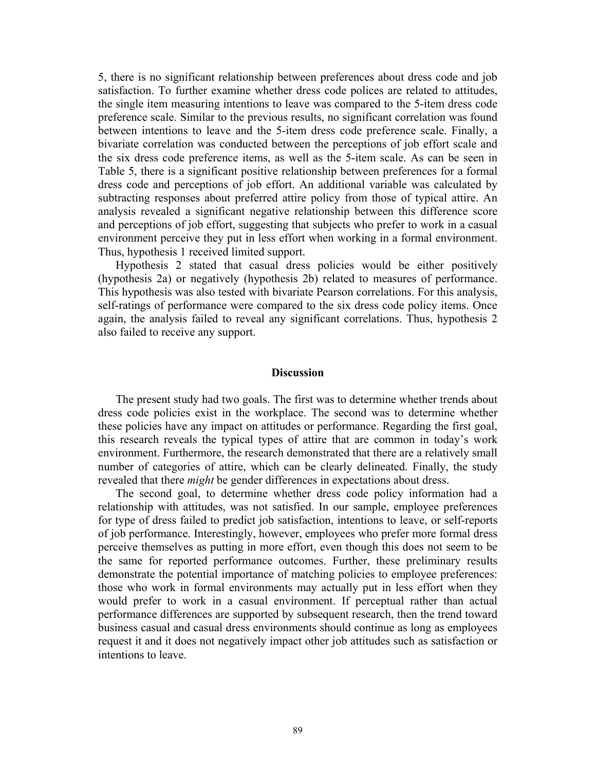5, there is no significant relationship between preferences about dress code and job satisfaction. To further examine whether dress code polices are related to attitudes, the single item measuring intentions to leave was compared to the 5-item dress code preference scale. Similar to the previous results, no significant correlation was found between intentions to leave and the 5-item dress code preference scale. Finally, a bivariate correlation was conducted between the perceptions of job effort scale and the six dress code preference items, as well as the 5-item scale. As can be seen in Table 5, there is a significant positive relationship between preferences for a formal dress code and perceptions of job effort. An additional variable was calculated by subtracting responses about preferred attire policy from those of typical attire. An analysis revealed a significant negative relationship between this difference score and perceptions of job effort, suggesting that subjects who prefer to work in a casual environment perceive they put in less effort when working in a formal environment. Thus, hypothesis 1 received limited support.

Hypothesis 2 stated that casual dress policies would be either positively (hypothesis 2a) or negatively (hypothesis 2b) related to measures of performance. This hypothesis was also tested with bivariate Pearson correlations. For this analysis, self-ratings of performance were compared to the six dress code policy items. Once again, the analysis failed to reveal any significant correlations. Thus, hypothesis 2 also failed to receive any support.

## Discussion

The present study had two goals. The first was to determine whether trends about dress code policies exist in the workplace. The second was to determine whether these policies have any impact on attitudes or performance. Regarding the first goal, this research reveals the typical types of attire that are common in today's work environment. Furthermore, the research demonstrated that there are a relatively small number of categories of attire, which can be clearly delineated. Finally, the study revealed that there *might* be gender differences in expectations about dress.

The second goal, to determine whether dress code policy information had a relationship with attitudes, was not satisfied. In our sample, employee preferences for type of dress failed to predict job satisfaction, intentions to leave, or self-reports of job performance. Interestingly, however, employees who prefer more formal dress perceive themselves as putting in more effort, even though this does not seem to be the same for reported performance outcomes. Further, these preliminary results demonstrate the potential importance of matching policies to employee preferences: those who work in formal environments may actually put in less effort when they would prefer to work in a casual environment. If perceptual rather than actual performance differences are supported by subsequent research, then the trend toward business casual and casual dress environments should continue as long as employees request it and it does not negatively impact other job attitudes such as satisfaction or intentions to leave.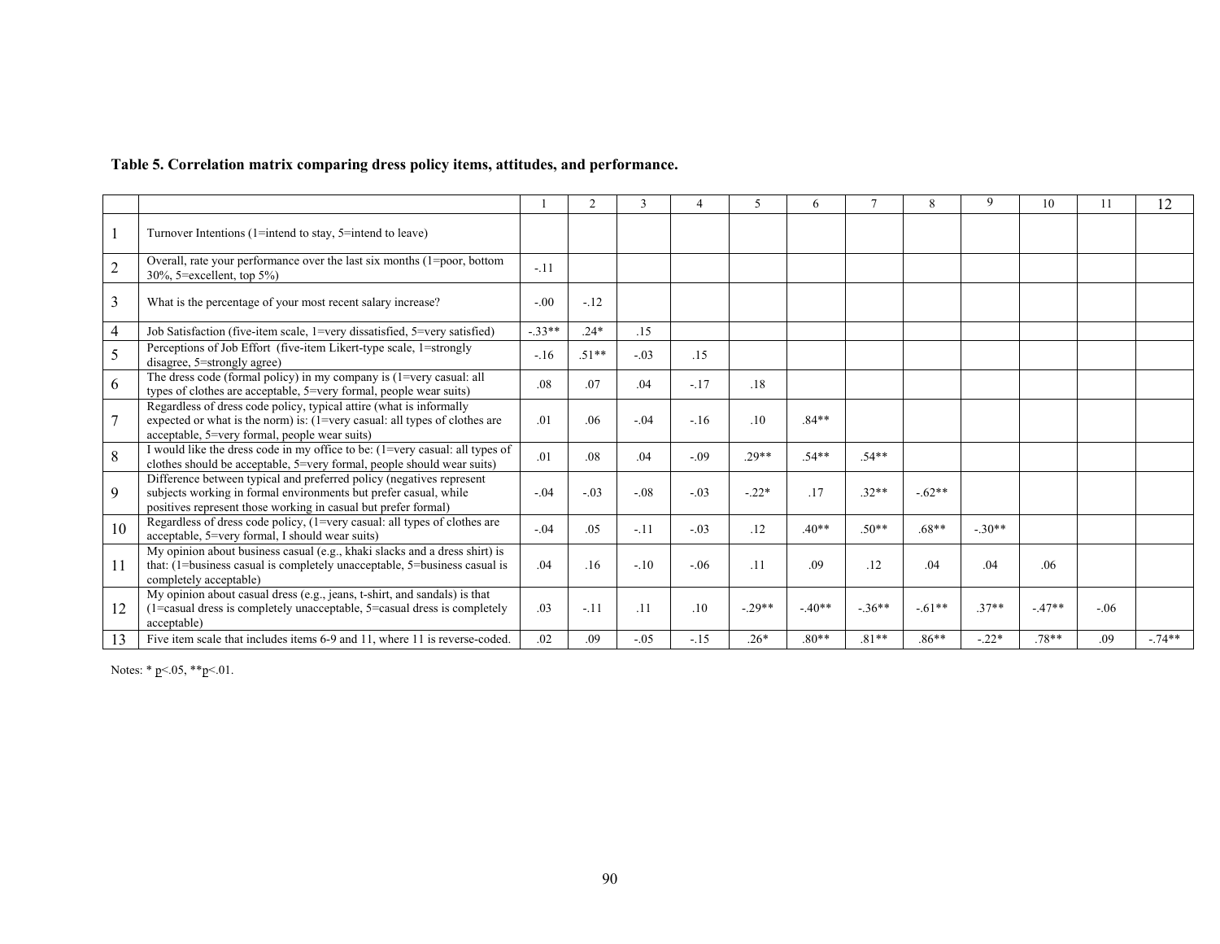**Table 5. Correlation matrix comparing dress policy items, attitudes, and performance.**

| | | 1 | 2 | 3 | 4 | 5 | 6 | 7 | 8 | 9 | 10 | 11 | 12 |
|---|---|---|---|---|---|---|---|---|---|---|---|---|---|
| 1 | Turnover Intentions (1=intend to stay, 5=intend to leave) | | | | | | | | | | | | |
| 2 | Overall, rate your performance over the last six months (1=poor, bottom 30%, 5=excellent, top 5%) | -.11 | | | | | | | | | | | |
| 3 | What is the percentage of your most recent salary increase? | -.00 | -.12 | | | | | | | | | | |
| 4 | Job Satisfaction (five-item scale, 1=very dissatisfied, 5=very satisfied) | -.33** | .24* | .15 | | | | | | | | | |
| 5 | Perceptions of Job Effort (five-item Likert-type scale, 1=strongly disagree, 5=strongly agree) | -.16 | .51** | -.03 | .15 | | | | | | | | |
| 6 | The dress code (formal policy) in my company is (1=very casual: all types of clothes are acceptable, 5=very formal, people wear suits) | .08 | .07 | .04 | -.17 | .18 | | | | | | | |
| 7 | Regardless of dress code policy, typical attire (what is informally expected or what is the norm) is: (1=very casual: all types of clothes are acceptable, 5=very formal, people wear suits) | .01 | .06 | -.04 | -.16 | .10 | .84** | | | | | | |
| 8 | I would like the dress code in my office to be: (1=very casual: all types of clothes should be acceptable, 5=very formal, people should wear suits) | .01 | .08 | .04 | -.09 | .29** | .54** | .54** | | | | | |
| 9 | Difference between typical and preferred policy (negatives represent subjects working in formal environments but prefer casual, while positives represent those working in casual but prefer formal) | -.04 | -.03 | -.08 | -.03 | -.22* | .17 | .32** | -.62** | | | | |
| 10 | Regardless of dress code policy, (1=very casual: all types of clothes are acceptable, 5=very formal, I should wear suits) | -.04 | .05 | -.11 | -.03 | .12 | .40** | .50** | .68** | -.30** | | | |
| 11 | My opinion about business casual (e.g., khaki slacks and a dress shirt) is that: (1=business casual is completely unacceptable, 5=business casual is completely acceptable) | .04 | .16 | -.10 | -.06 | .11 | .09 | .12 | .04 | .04 | .06 | | |
| 12 | My opinion about casual dress (e.g., jeans, t-shirt, and sandals) is that (1=casual dress is completely unacceptable, 5=casual dress is completely acceptable) | .03 | -.11 | .11 | .10 | -.29** | -.40** | -.36** | -.61** | .37** | -.47** | -.06 | |
| 13 | Five item scale that includes items 6-9 and 11, where 11 is reverse-coded. | .02 | .09 | -.05 | -.15 | .26* | .80** | .81** | .86** | -.22* | .78** | .09 | -.74** |

Notes: * $p<.05$, ** $p<.01$.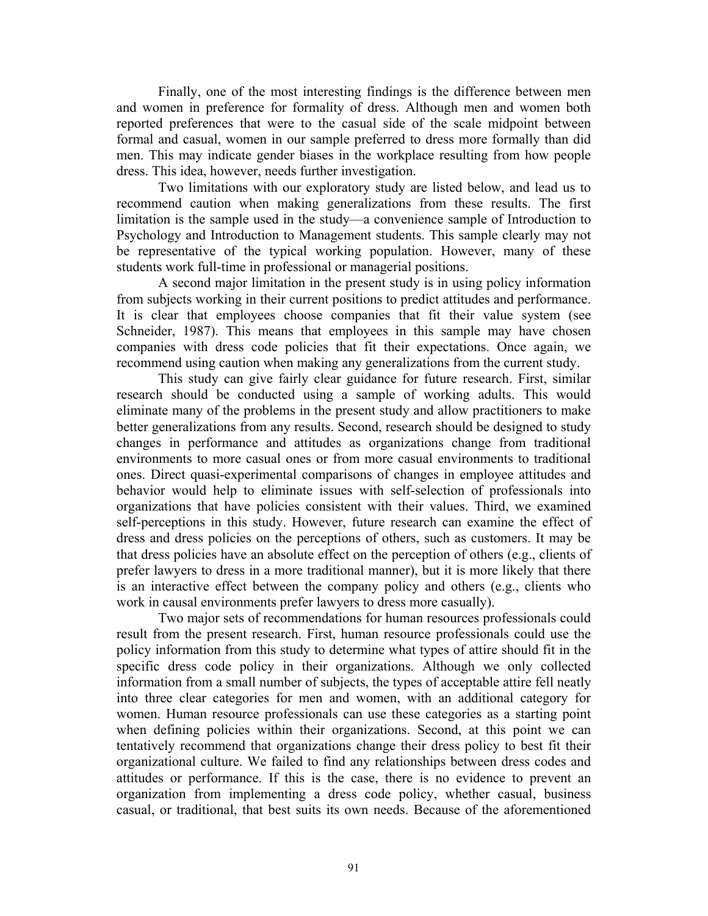Finally, one of the most interesting findings is the difference between men and women in preference for formality of dress. Although men and women both reported preferences that were to the casual side of the scale midpoint between formal and casual, women in our sample preferred to dress more formally than did men. This may indicate gender biases in the workplace resulting from how people dress. This idea, however, needs further investigation.

Two limitations with our exploratory study are listed below, and lead us to recommend caution when making generalizations from these results. The first limitation is the sample used in the study—a convenience sample of Introduction to Psychology and Introduction to Management students. This sample clearly may not be representative of the typical working population. However, many of these students work full-time in professional or managerial positions.

A second major limitation in the present study is in using policy information from subjects working in their current positions to predict attitudes and performance. It is clear that employees choose companies that fit their value system (see Schneider, 1987). This means that employees in this sample may have chosen companies with dress code policies that fit their expectations. Once again, we recommend using caution when making any generalizations from the current study.

This study can give fairly clear guidance for future research. First, similar research should be conducted using a sample of working adults. This would eliminate many of the problems in the present study and allow practitioners to make better generalizations from any results. Second, research should be designed to study changes in performance and attitudes as organizations change from traditional environments to more casual ones or from more casual environments to traditional ones. Direct quasi-experimental comparisons of changes in employee attitudes and behavior would help to eliminate issues with self-selection of professionals into organizations that have policies consistent with their values. Third, we examined self-perceptions in this study. However, future research can examine the effect of dress and dress policies on the perceptions of others, such as customers. It may be that dress policies have an absolute effect on the perception of others (e.g., clients of prefer lawyers to dress in a more traditional manner), but it is more likely that there is an interactive effect between the company policy and others (e.g., clients who work in causal environments prefer lawyers to dress more casually).

Two major sets of recommendations for human resources professionals could result from the present research. First, human resource professionals could use the policy information from this study to determine what types of attire should fit in the specific dress code policy in their organizations. Although we only collected information from a small number of subjects, the types of acceptable attire fell neatly into three clear categories for men and women, with an additional category for women. Human resource professionals can use these categories as a starting point when defining policies within their organizations. Second, at this point we can tentatively recommend that organizations change their dress policy to best fit their organizational culture. We failed to find any relationships between dress codes and attitudes or performance. If this is the case, there is no evidence to prevent an organization from implementing a dress code policy, whether casual, business casual, or traditional, that best suits its own needs. Because of the aforementioned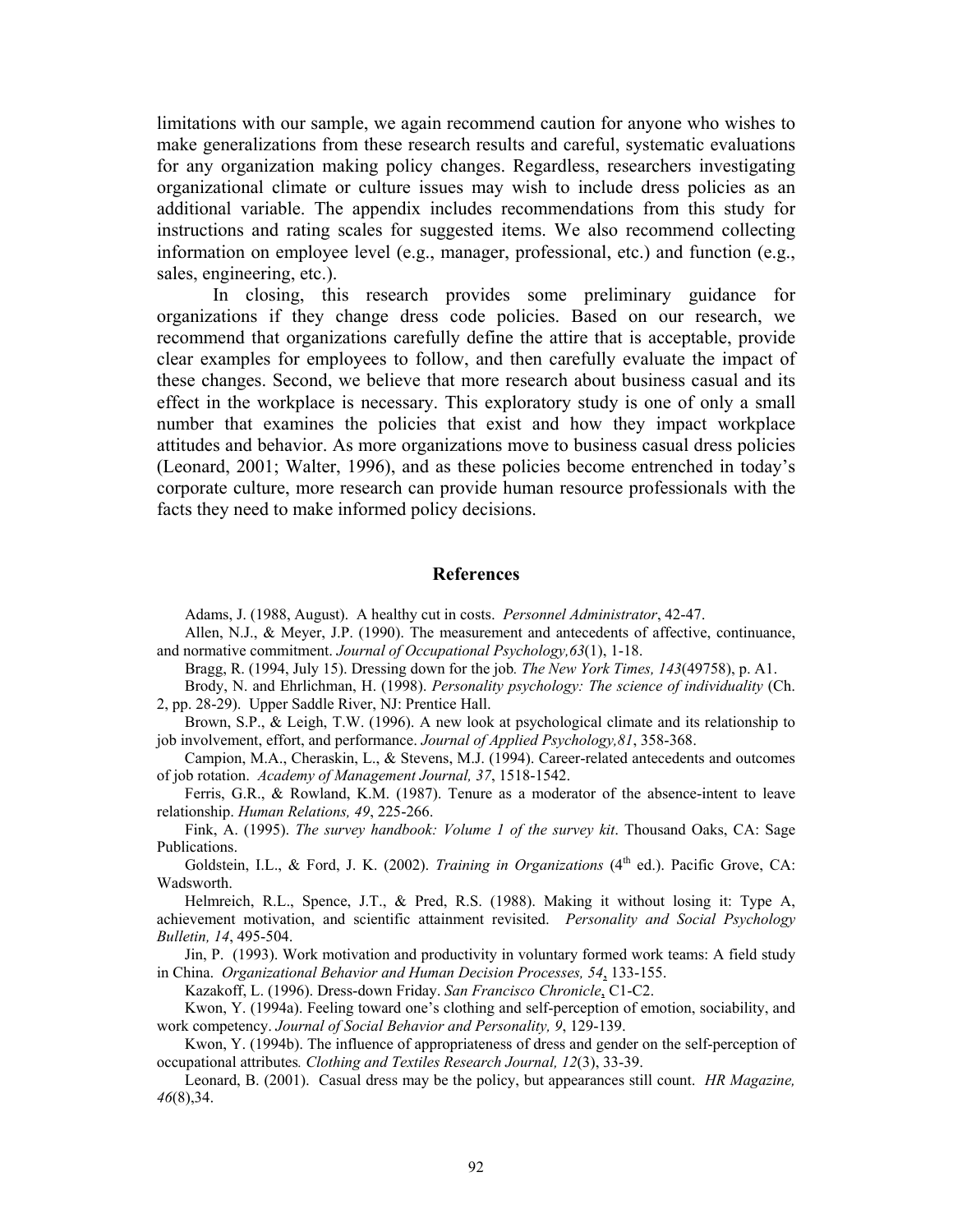limitations with our sample, we again recommend caution for anyone who wishes to make generalizations from these research results and careful, systematic evaluations for any organization making policy changes. Regardless, researchers investigating organizational climate or culture issues may wish to include dress policies as an additional variable. The appendix includes recommendations from this study for instructions and rating scales for suggested items. We also recommend collecting information on employee level (e.g., manager, professional, etc.) and function (e.g., sales, engineering, etc.).

In closing, this research provides some preliminary guidance for organizations if they change dress code policies. Based on our research, we recommend that organizations carefully define the attire that is acceptable, provide clear examples for employees to follow, and then carefully evaluate the impact of these changes. Second, we believe that more research about business casual and its effect in the workplace is necessary. This exploratory study is one of only a small number that examines the policies that exist and how they impact workplace attitudes and behavior. As more organizations move to business casual dress policies (Leonard, 2001; Walter, 1996), and as these policies become entrenched in today's corporate culture, more research can provide human resource professionals with the facts they need to make informed policy decisions.

## References

Adams, J. (1988, August). A healthy cut in costs. *Personnel Administrator*, 42-47.

Allen, N.J., & Meyer, J.P. (1990). The measurement and antecedents of affective, continuance, and normative commitment. *Journal of Occupational Psychology,63*(1), 1-18.

Bragg, R. (1994, July 15). Dressing down for the job. *The New York Times, 143*(49758), p. A1.

Brody, N. and Ehrlichman, H. (1998). *Personality psychology: The science of individuality* (Ch. 2, pp. 28-29). Upper Saddle River, NJ: Prentice Hall.

Brown, S.P., & Leigh, T.W. (1996). A new look at psychological climate and its relationship to job involvement, effort, and performance. *Journal of Applied Psychology,81*, 358-368.

Campion, M.A., Cheraskin, L., & Stevens, M.J. (1994). Career-related antecedents and outcomes of job rotation. *Academy of Management Journal, 37*, 1518-1542.

Ferris, G.R., & Rowland, K.M. (1987). Tenure as a moderator of the absence-intent to leave relationship. *Human Relations, 49*, 225-266.

Fink, A. (1995). *The survey handbook: Volume 1 of the survey kit*. Thousand Oaks, CA: Sage Publications.

Goldstein, I.L., & Ford, J. K. (2002). *Training in Organizations* (4th ed.). Pacific Grove, CA: Wadsworth.

Helmreich, R.L., Spence, J.T., & Pred, R.S. (1988). Making it without losing it: Type A, achievement motivation, and scientific attainment revisited. *Personality and Social Psychology Bulletin, 14*, 495-504.

Jin, P. (1993). Work motivation and productivity in voluntary formed work teams: A field study in China. *Organizational Behavior and Human Decision Processes, 54*, 133-155.

Kazakoff, L. (1996). Dress-down Friday. *San Francisco Chronicle*, C1-C2.

Kwon, Y. (1994a). Feeling toward one's clothing and self-perception of emotion, sociability, and work competency. *Journal of Social Behavior and Personality, 9*, 129-139.

Kwon, Y. (1994b). The influence of appropriateness of dress and gender on the self-perception of occupational attributes*. Clothing and Textiles Research Journal, 12*(3), 33-39.

Leonard, B. (2001). Casual dress may be the policy, but appearances still count. *HR Magazine, 46*(8),34.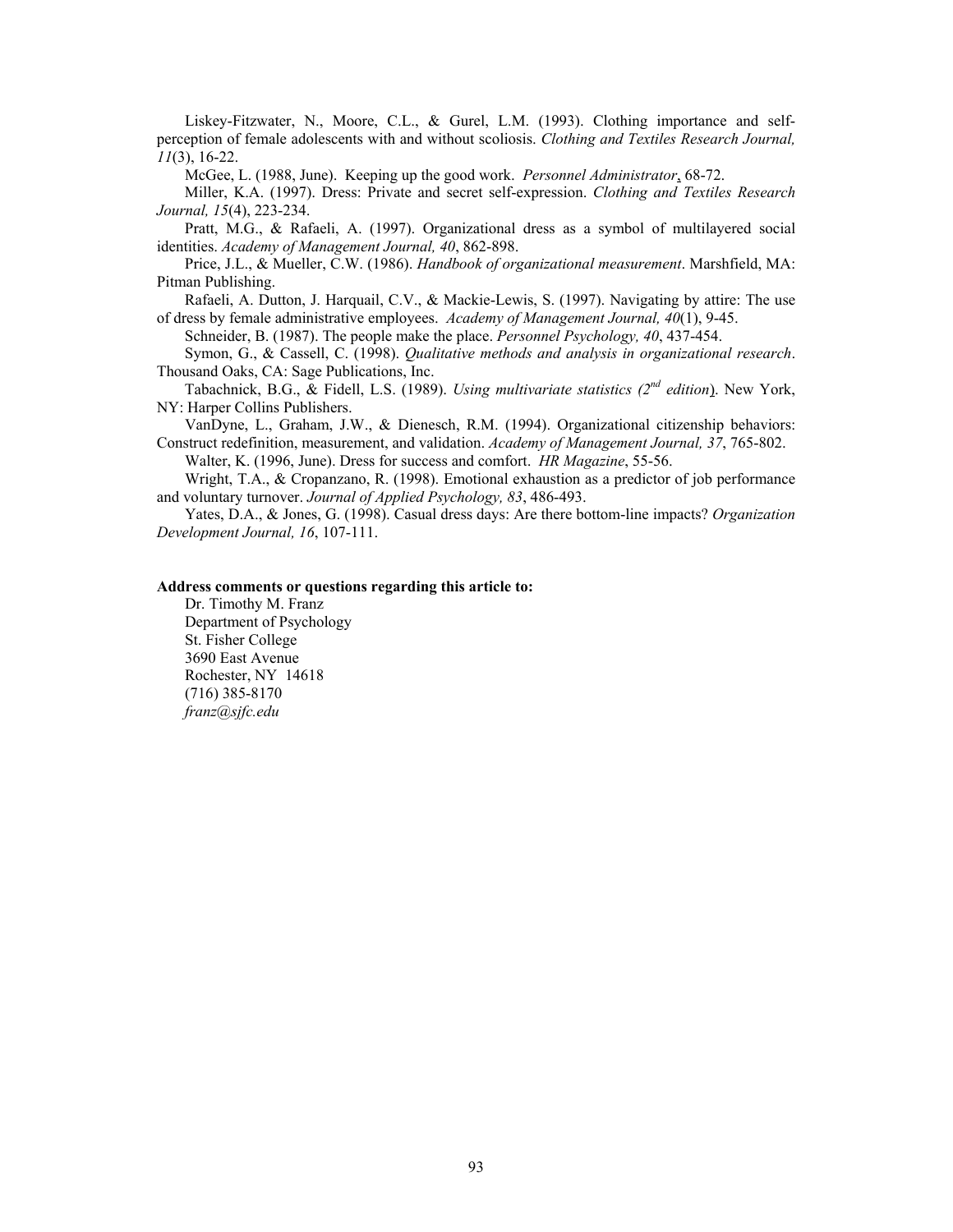Liskey-Fitzwater, N., Moore, C.L., & Gurel, L.M. (1993). Clothing importance and self-perception of female adolescents with and without scoliosis. *Clothing and Textiles Research Journal, 11*(3), 16-22.

McGee, L. (1988, June). Keeping up the good work. *Personnel Administrator*, 68-72.

Miller, K.A. (1997). Dress: Private and secret self-expression. *Clothing and Textiles Research Journal, 15*(4), 223-234.

Pratt, M.G., & Rafaeli, A. (1997). Organizational dress as a symbol of multilayered social identities. *Academy of Management Journal, 40*, 862-898.

Price, J.L., & Mueller, C.W. (1986). *Handbook of organizational measurement*. Marshfield, MA: Pitman Publishing.

Rafaeli, A. Dutton, J. Harquail, C.V., & Mackie-Lewis, S. (1997). Navigating by attire: The use of dress by female administrative employees. *Academy of Management Journal, 40*(1), 9-45.

Schneider, B. (1987). The people make the place. *Personnel Psychology, 40*, 437-454.

Symon, G., & Cassell, C. (1998). *Qualitative methods and analysis in organizational research*. Thousand Oaks, CA: Sage Publications, Inc.

Tabachnick, B.G., & Fidell, L.S. (1989). *Using multivariate statistics (2nd edition)*. New York, NY: Harper Collins Publishers.

VanDyne, L., Graham, J.W., & Dienesch, R.M. (1994). Organizational citizenship behaviors: Construct redefinition, measurement, and validation. *Academy of Management Journal, 37*, 765-802.

Walter, K. (1996, June). Dress for success and comfort. *HR Magazine*, 55-56.

Wright, T.A., & Cropanzano, R. (1998). Emotional exhaustion as a predictor of job performance and voluntary turnover. *Journal of Applied Psychology, 83*, 486-493.

Yates, D.A., & Jones, G. (1998). Casual dress days: Are there bottom-line impacts? *Organization Development Journal, 16*, 107-111.

**Address comments or questions regarding this article to:**

Dr. Timothy M. Franz
Department of Psychology
St. Fisher College
3690 East Avenue
Rochester, NY 14618
(716) 385-8170
*franz@sjfc.edu*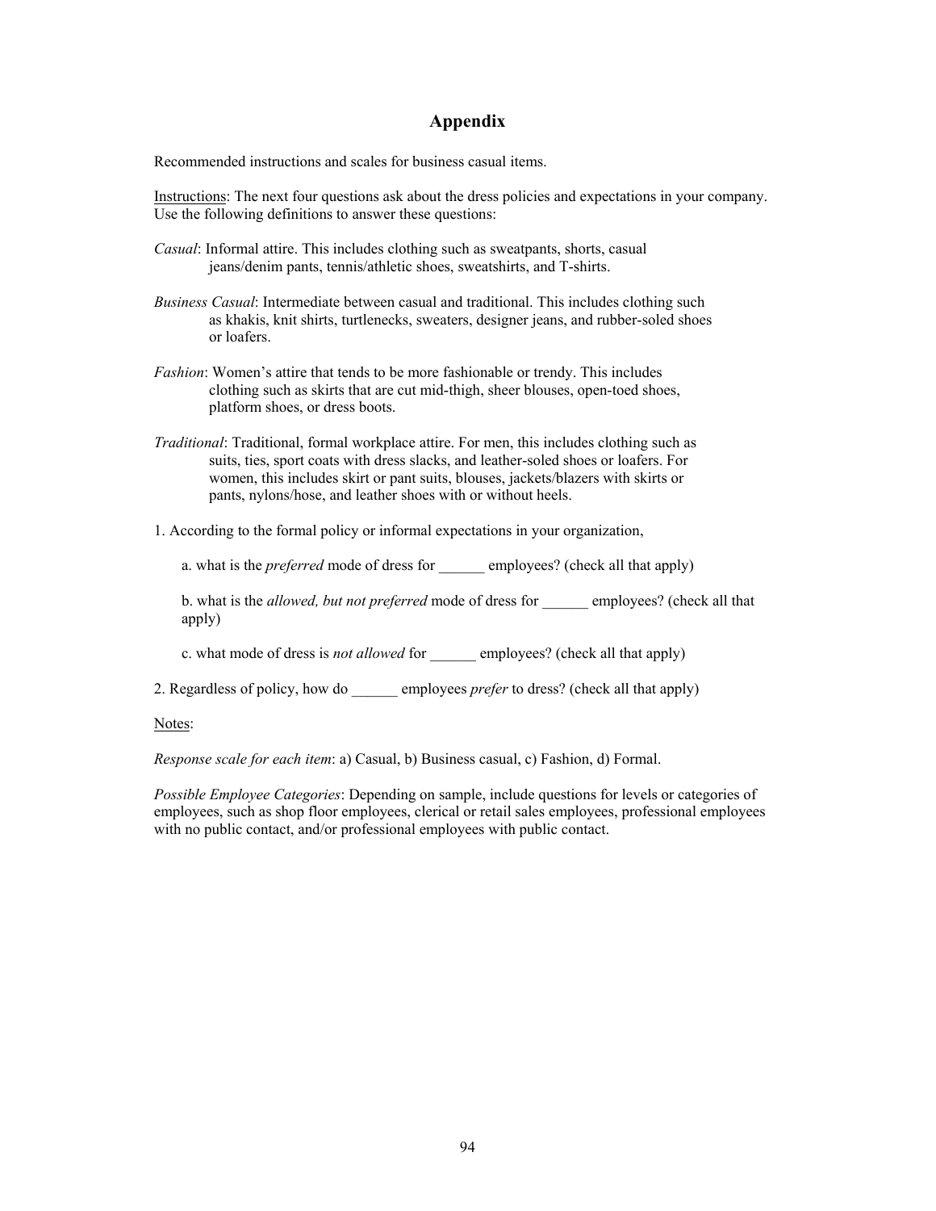## Appendix

Recommended instructions and scales for business casual items.

Instructions: The next four questions ask about the dress policies and expectations in your company. Use the following definitions to answer these questions:

*Casual*: Informal attire. This includes clothing such as sweatpants, shorts, casual jeans/denim pants, tennis/athletic shoes, sweatshirts, and T-shirts.

*Business Casual*: Intermediate between casual and traditional. This includes clothing such as khakis, knit shirts, turtlenecks, sweaters, designer jeans, and rubber-soled shoes or loafers.

*Fashion*: Women's attire that tends to be more fashionable or trendy. This includes clothing such as skirts that are cut mid-thigh, sheer blouses, open-toed shoes, platform shoes, or dress boots.

*Traditional*: Traditional, formal workplace attire. For men, this includes clothing such as suits, ties, sport coats with dress slacks, and leather-soled shoes or loafers. For women, this includes skirt or pant suits, blouses, jackets/blazers with skirts or pants, nylons/hose, and leather shoes with or without heels.

1. According to the formal policy or informal expectations in your organization,

   a. what is the *preferred* mode of dress for ______ employees? (check all that apply)

   b. what is the *allowed, but not preferred* mode of dress for ______ employees? (check all that apply)

   c. what mode of dress is *not allowed* for ______ employees? (check all that apply)

2. Regardless of policy, how do ______ employees *prefer* to dress? (check all that apply)

Notes:

*Response scale for each item*: a) Casual, b) Business casual, c) Fashion, d) Formal.

*Possible Employee Categories*: Depending on sample, include questions for levels or categories of employees, such as shop floor employees, clerical or retail sales employees, professional employees with no public contact, and/or professional employees with public contact.